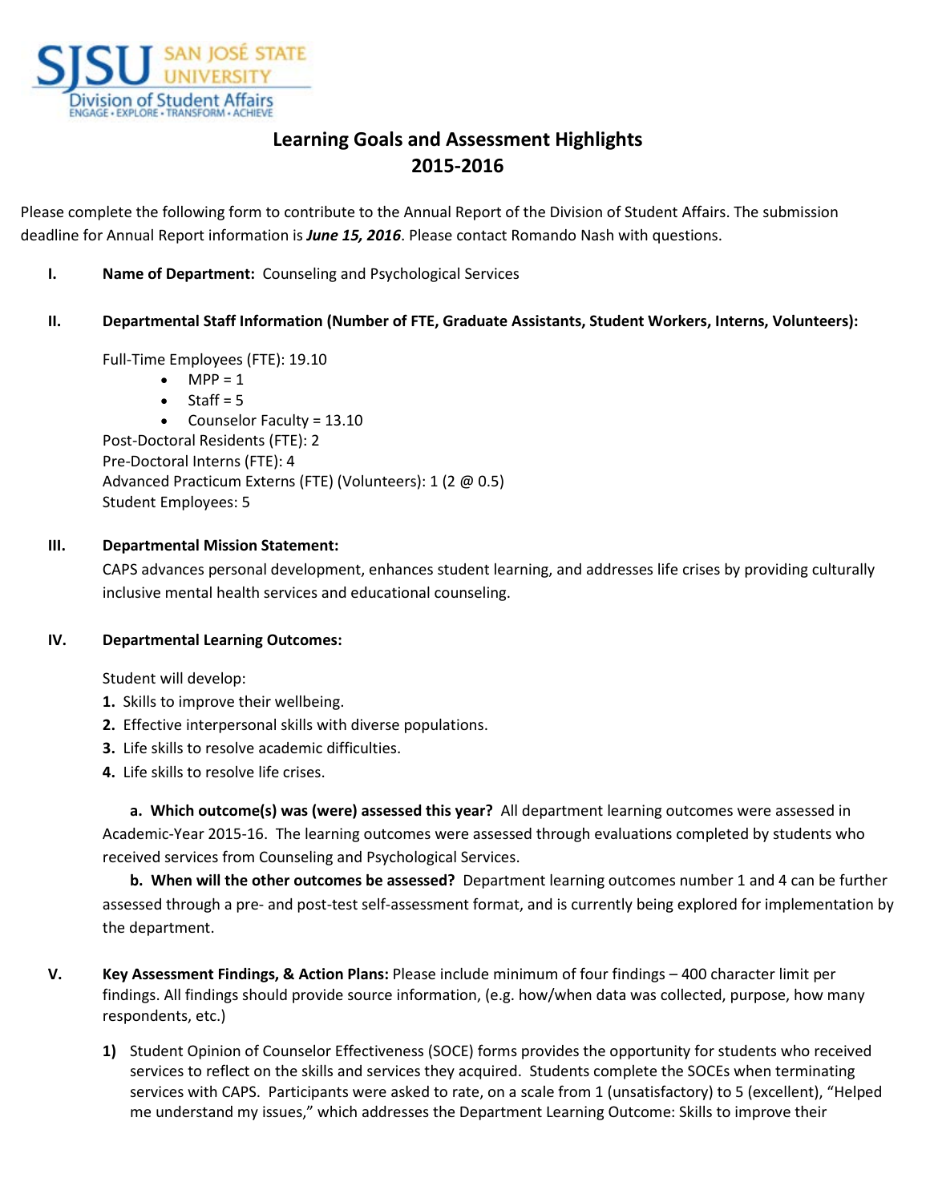SJSU SAN JOSÉ STATE UNIVERSITY
Division of Student Affairs
ENGAGE • EXPLORE • TRANSFORM • ACHIEVE

# Learning Goals and Assessment Highlights
# 2015-2016

Please complete the following form to contribute to the Annual Report of the Division of Student Affairs. The submission deadline for Annual Report information is ***June 15, 2016***. Please contact Romando Nash with questions.

**I. Name of Department:** Counseling and Psychological Services

**II. Departmental Staff Information (Number of FTE, Graduate Assistants, Student Workers, Interns, Volunteers):**

Full-Time Employees (FTE): 19.10
- MPP = 1
- Staff = 5
- Counselor Faculty = 13.10

Post-Doctoral Residents (FTE): 2
Pre-Doctoral Interns (FTE): 4
Advanced Practicum Externs (FTE) (Volunteers): 1 (2 @ 0.5)
Student Employees: 5

**III. Departmental Mission Statement:**

CAPS advances personal development, enhances student learning, and addresses life crises by providing culturally inclusive mental health services and educational counseling.

**IV. Departmental Learning Outcomes:**

Student will develop:

1. Skills to improve their wellbeing.
2. Effective interpersonal skills with diverse populations.
3. Life skills to resolve academic difficulties.
4. Life skills to resolve life crises.

**a. Which outcome(s) was (were) assessed this year?** All department learning outcomes were assessed in Academic-Year 2015-16. The learning outcomes were assessed through evaluations completed by students who received services from Counseling and Psychological Services.

**b. When will the other outcomes be assessed?** Department learning outcomes number 1 and 4 can be further assessed through a pre- and post-test self-assessment format, and is currently being explored for implementation by the department.

**V. Key Assessment Findings, & Action Plans:** Please include minimum of four findings – 400 character limit per findings. All findings should provide source information, (e.g. how/when data was collected, purpose, how many respondents, etc.)

1) Student Opinion of Counselor Effectiveness (SOCE) forms provides the opportunity for students who received services to reflect on the skills and services they acquired. Students complete the SOCEs when terminating services with CAPS. Participants were asked to rate, on a scale from 1 (unsatisfactory) to 5 (excellent), "Helped me understand my issues," which addresses the Department Learning Outcome: Skills to improve their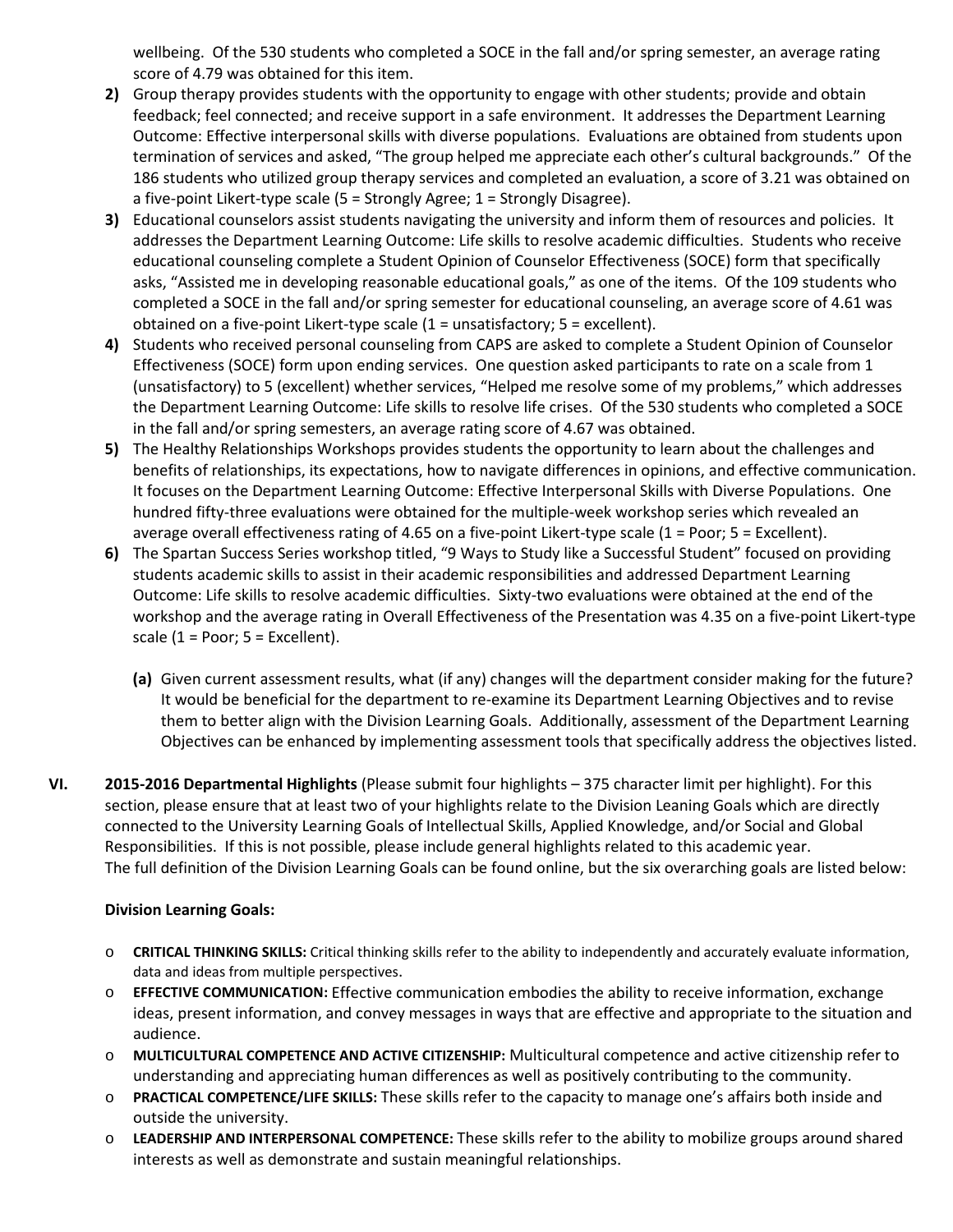wellbeing. Of the 530 students who completed a SOCE in the fall and/or spring semester, an average rating score of 4.79 was obtained for this item.

2) Group therapy provides students with the opportunity to engage with other students; provide and obtain feedback; feel connected; and receive support in a safe environment. It addresses the Department Learning Outcome: Effective interpersonal skills with diverse populations. Evaluations are obtained from students upon termination of services and asked, "The group helped me appreciate each other's cultural backgrounds." Of the 186 students who utilized group therapy services and completed an evaluation, a score of 3.21 was obtained on a five-point Likert-type scale (5 = Strongly Agree; 1 = Strongly Disagree).

3) Educational counselors assist students navigating the university and inform them of resources and policies. It addresses the Department Learning Outcome: Life skills to resolve academic difficulties. Students who receive educational counseling complete a Student Opinion of Counselor Effectiveness (SOCE) form that specifically asks, "Assisted me in developing reasonable educational goals," as one of the items. Of the 109 students who completed a SOCE in the fall and/or spring semester for educational counseling, an average score of 4.61 was obtained on a five-point Likert-type scale (1 = unsatisfactory; 5 = excellent).

4) Students who received personal counseling from CAPS are asked to complete a Student Opinion of Counselor Effectiveness (SOCE) form upon ending services. One question asked participants to rate on a scale from 1 (unsatisfactory) to 5 (excellent) whether services, "Helped me resolve some of my problems," which addresses the Department Learning Outcome: Life skills to resolve life crises. Of the 530 students who completed a SOCE in the fall and/or spring semesters, an average rating score of 4.67 was obtained.

5) The Healthy Relationships Workshops provides students the opportunity to learn about the challenges and benefits of relationships, its expectations, how to navigate differences in opinions, and effective communication. It focuses on the Department Learning Outcome: Effective Interpersonal Skills with Diverse Populations. One hundred fifty-three evaluations were obtained for the multiple-week workshop series which revealed an average overall effectiveness rating of 4.65 on a five-point Likert-type scale (1 = Poor; 5 = Excellent).

6) The Spartan Success Series workshop titled, "9 Ways to Study like a Successful Student" focused on providing students academic skills to assist in their academic responsibilities and addressed Department Learning Outcome: Life skills to resolve academic difficulties. Sixty-two evaluations were obtained at the end of the workshop and the average rating in Overall Effectiveness of the Presentation was 4.35 on a five-point Likert-type scale (1 = Poor; 5 = Excellent).

   **(a)** Given current assessment results, what (if any) changes will the department consider making for the future? It would be beneficial for the department to re-examine its Department Learning Objectives and to revise them to better align with the Division Learning Goals. Additionally, assessment of the Department Learning Objectives can be enhanced by implementing assessment tools that specifically address the objectives listed.

## VI. 2015-2016 Departmental Highlights

**VI. 2015-2016 Departmental Highlights** (Please submit four highlights – 375 character limit per highlight). For this section, please ensure that at least two of your highlights relate to the Division Leaning Goals which are directly connected to the University Learning Goals of Intellectual Skills, Applied Knowledge, and/or Social and Global Responsibilities. If this is not possible, please include general highlights related to this academic year. The full definition of the Division Learning Goals can be found online, but the six overarching goals are listed below:

**Division Learning Goals:**

- **CRITICAL THINKING SKILLS:** Critical thinking skills refer to the ability to independently and accurately evaluate information, data and ideas from multiple perspectives.
- **EFFECTIVE COMMUNICATION:** Effective communication embodies the ability to receive information, exchange ideas, present information, and convey messages in ways that are effective and appropriate to the situation and audience.
- **MULTICULTURAL COMPETENCE AND ACTIVE CITIZENSHIP:** Multicultural competence and active citizenship refer to understanding and appreciating human differences as well as positively contributing to the community.
- **PRACTICAL COMPETENCE/LIFE SKILLS:** These skills refer to the capacity to manage one's affairs both inside and outside the university.
- **LEADERSHIP AND INTERPERSONAL COMPETENCE:** These skills refer to the ability to mobilize groups around shared interests as well as demonstrate and sustain meaningful relationships.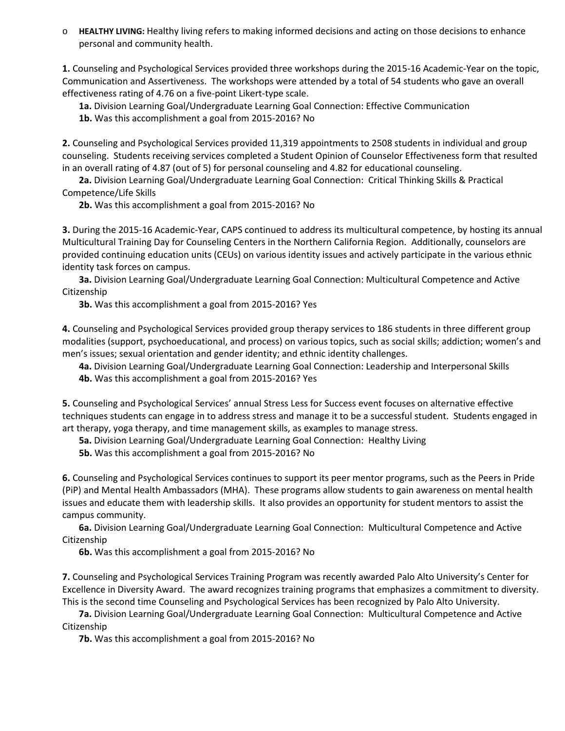- **HEALTHY LIVING:** Healthy living refers to making informed decisions and acting on those decisions to enhance personal and community health.

**1.** Counseling and Psychological Services provided three workshops during the 2015-16 Academic-Year on the topic, Communication and Assertiveness. The workshops were attended by a total of 54 students who gave an overall effectiveness rating of 4.76 on a five-point Likert-type scale.

**1a.** Division Learning Goal/Undergraduate Learning Goal Connection: Effective Communication

**1b.** Was this accomplishment a goal from 2015-2016? No

**2.** Counseling and Psychological Services provided 11,319 appointments to 2508 students in individual and group counseling. Students receiving services completed a Student Opinion of Counselor Effectiveness form that resulted in an overall rating of 4.87 (out of 5) for personal counseling and 4.82 for educational counseling.

**2a.** Division Learning Goal/Undergraduate Learning Goal Connection: Critical Thinking Skills & Practical Competence/Life Skills

**2b.** Was this accomplishment a goal from 2015-2016? No

**3.** During the 2015-16 Academic-Year, CAPS continued to address its multicultural competence, by hosting its annual Multicultural Training Day for Counseling Centers in the Northern California Region. Additionally, counselors are provided continuing education units (CEUs) on various identity issues and actively participate in the various ethnic identity task forces on campus.

**3a.** Division Learning Goal/Undergraduate Learning Goal Connection: Multicultural Competence and Active Citizenship

**3b.** Was this accomplishment a goal from 2015-2016? Yes

**4.** Counseling and Psychological Services provided group therapy services to 186 students in three different group modalities (support, psychoeducational, and process) on various topics, such as social skills; addiction; women's and men's issues; sexual orientation and gender identity; and ethnic identity challenges.

**4a.** Division Learning Goal/Undergraduate Learning Goal Connection: Leadership and Interpersonal Skills

**4b.** Was this accomplishment a goal from 2015-2016? Yes

**5.** Counseling and Psychological Services' annual Stress Less for Success event focuses on alternative effective techniques students can engage in to address stress and manage it to be a successful student. Students engaged in art therapy, yoga therapy, and time management skills, as examples to manage stress.

**5a.** Division Learning Goal/Undergraduate Learning Goal Connection: Healthy Living

**5b.** Was this accomplishment a goal from 2015-2016? No

**6.** Counseling and Psychological Services continues to support its peer mentor programs, such as the Peers in Pride (PiP) and Mental Health Ambassadors (MHA). These programs allow students to gain awareness on mental health issues and educate them with leadership skills. It also provides an opportunity for student mentors to assist the campus community.

**6a.** Division Learning Goal/Undergraduate Learning Goal Connection: Multicultural Competence and Active Citizenship

**6b.** Was this accomplishment a goal from 2015-2016? No

**7.** Counseling and Psychological Services Training Program was recently awarded Palo Alto University's Center for Excellence in Diversity Award. The award recognizes training programs that emphasizes a commitment to diversity. This is the second time Counseling and Psychological Services has been recognized by Palo Alto University.

**7a.** Division Learning Goal/Undergraduate Learning Goal Connection: Multicultural Competence and Active Citizenship

**7b.** Was this accomplishment a goal from 2015-2016? No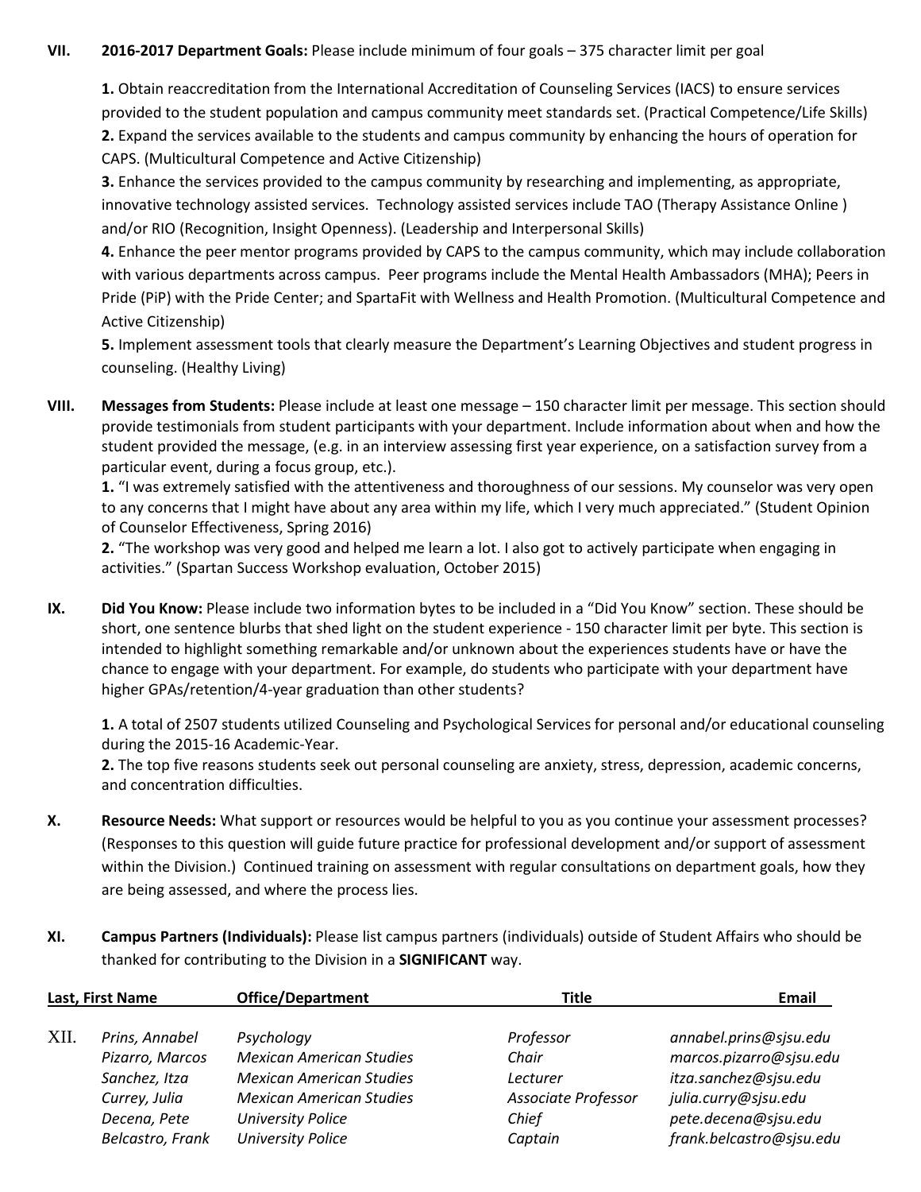**VII. 2016-2017 Department Goals:** Please include minimum of four goals – 375 character limit per goal

**1.** Obtain reaccreditation from the International Accreditation of Counseling Services (IACS) to ensure services provided to the student population and campus community meet standards set. (Practical Competence/Life Skills)
**2.** Expand the services available to the students and campus community by enhancing the hours of operation for CAPS. (Multicultural Competence and Active Citizenship)
**3.** Enhance the services provided to the campus community by researching and implementing, as appropriate, innovative technology assisted services. Technology assisted services include TAO (Therapy Assistance Online ) and/or RIO (Recognition, Insight Openness). (Leadership and Interpersonal Skills)
**4.** Enhance the peer mentor programs provided by CAPS to the campus community, which may include collaboration with various departments across campus. Peer programs include the Mental Health Ambassadors (MHA); Peers in Pride (PiP) with the Pride Center; and SpartaFit with Wellness and Health Promotion. (Multicultural Competence and Active Citizenship)
**5.** Implement assessment tools that clearly measure the Department's Learning Objectives and student progress in counseling. (Healthy Living)

**VIII. Messages from Students:** Please include at least one message – 150 character limit per message. This section should provide testimonials from student participants with your department. Include information about when and how the student provided the message, (e.g. in an interview assessing first year experience, on a satisfaction survey from a particular event, during a focus group, etc.).
**1.** "I was extremely satisfied with the attentiveness and thoroughness of our sessions. My counselor was very open to any concerns that I might have about any area within my life, which I very much appreciated." (Student Opinion of Counselor Effectiveness, Spring 2016)
**2.** "The workshop was very good and helped me learn a lot. I also got to actively participate when engaging in activities." (Spartan Success Workshop evaluation, October 2015)

**IX. Did You Know:** Please include two information bytes to be included in a "Did You Know" section. These should be short, one sentence blurbs that shed light on the student experience - 150 character limit per byte. This section is intended to highlight something remarkable and/or unknown about the experiences students have or have the chance to engage with your department. For example, do students who participate with your department have higher GPAs/retention/4-year graduation than other students?

**1.** A total of 2507 students utilized Counseling and Psychological Services for personal and/or educational counseling during the 2015-16 Academic-Year.
**2.** The top five reasons students seek out personal counseling are anxiety, stress, depression, academic concerns, and concentration difficulties.

**X. Resource Needs:** What support or resources would be helpful to you as you continue your assessment processes? (Responses to this question will guide future practice for professional development and/or support of assessment within the Division.) Continued training on assessment with regular consultations on department goals, how they are being assessed, and where the process lies.

**XI. Campus Partners (Individuals):** Please list campus partners (individuals) outside of Student Affairs who should be thanked for contributing to the Division in a **SIGNIFICANT** way.

XII.

| Last, First Name | Office/Department | Title | Email |
|---|---|---|---|
| *Prins, Annabel* | *Psychology* | *Professor* | *annabel.prins@sjsu.edu* |
| *Pizarro, Marcos* | *Mexican American Studies* | *Chair* | *marcos.pizarro@sjsu.edu* |
| *Sanchez, Itza* | *Mexican American Studies* | *Lecturer* | *itza.sanchez@sjsu.edu* |
| *Currey, Julia* | *Mexican American Studies* | *Associate Professor* | *julia.curry@sjsu.edu* |
| *Decena, Pete* | *University Police* | *Chief* | *pete.decena@sjsu.edu* |
| *Belcastro, Frank* | *University Police* | *Captain* | *frank.belcastro@sjsu.edu* |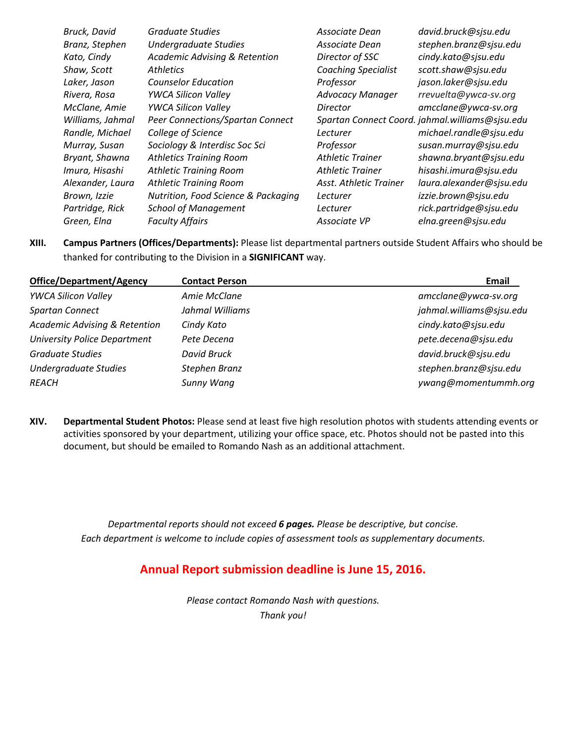| | | | |
|---|---|---|---|
| *Bruck, David* | *Graduate Studies* | *Associate Dean* | *david.bruck@sjsu.edu* |
| *Branz, Stephen* | *Undergraduate Studies* | *Associate Dean* | *stephen.branz@sjsu.edu* |
| *Kato, Cindy* | *Academic Advising & Retention* | *Director of SSC* | *cindy.kato@sjsu.edu* |
| *Shaw, Scott* | *Athletics* | *Coaching Specialist* | *scott.shaw@sjsu.edu* |
| *Laker, Jason* | *Counselor Education* | *Professor* | *jason.laker@sjsu.edu* |
| *Rivera, Rosa* | *YWCA Silicon Valley* | *Advocacy Manager* | *rrevuelta@ywca-sv.org* |
| *McClane, Amie* | *YWCA Silicon Valley* | *Director* | *amcclane@ywca-sv.org* |
| *Williams, Jahmal* | *Peer Connections/Spartan Connect* | *Spartan Connect Coord.* | *jahmal.williams@sjsu.edu* |
| *Randle, Michael* | *College of Science* | *Lecturer* | *michael.randle@sjsu.edu* |
| *Murray, Susan* | *Sociology & Interdisc Soc Sci* | *Professor* | *susan.murray@sjsu.edu* |
| *Bryant, Shawna* | *Athletics Training Room* | *Athletic Trainer* | *shawna.bryant@sjsu.edu* |
| *Imura, Hisashi* | *Athletic Training Room* | *Athletic Trainer* | *hisashi.imura@sjsu.edu* |
| *Alexander, Laura* | *Athletic Training Room* | *Asst. Athletic Trainer* | *laura.alexander@sjsu.edu* |
| *Brown, Izzie* | *Nutrition, Food Science & Packaging* | *Lecturer* | *izzie.brown@sjsu.edu* |
| *Partridge, Rick* | *School of Management* | *Lecturer* | *rick.partridge@sjsu.edu* |
| *Green, Elna* | *Faculty Affairs* | *Associate VP* | *elna.green@sjsu.edu* |

**XIII. Campus Partners (Offices/Departments):** Please list departmental partners outside Student Affairs who should be thanked for contributing to the Division in a **SIGNIFICANT** way.

| Office/Department/Agency | Contact Person | Email |
|---|---|---|
| *YWCA Silicon Valley* | *Amie McClane* | *amcclane@ywca-sv.org* |
| *Spartan Connect* | *Jahmal Williams* | *jahmal.williams@sjsu.edu* |
| *Academic Advising & Retention* | *Cindy Kato* | *cindy.kato@sjsu.edu* |
| *University Police Department* | *Pete Decena* | *pete.decena@sjsu.edu* |
| *Graduate Studies* | *David Bruck* | *david.bruck@sjsu.edu* |
| *Undergraduate Studies* | *Stephen Branz* | *stephen.branz@sjsu.edu* |
| *REACH* | *Sunny Wang* | *ywang@momentummh.org* |

**XIV. Departmental Student Photos:** Please send at least five high resolution photos with students attending events or activities sponsored by your department, utilizing your office space, etc. Photos should not be pasted into this document, but should be emailed to Romando Nash as an additional attachment.

*Departmental reports should not exceed **6 pages.** Please be descriptive, but concise.*
*Each department is welcome to include copies of assessment tools as supplementary documents.*

**Annual Report submission deadline is June 15, 2016.**

*Please contact Romando Nash with questions.*
*Thank you!*